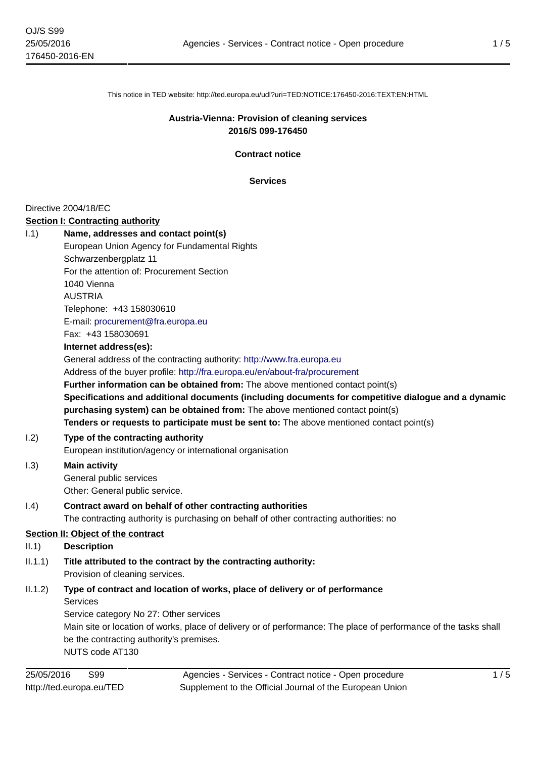This notice in TED website: http://ted.europa.eu/udl?uri=TED:NOTICE:176450-2016:TEXT:EN:HTML

**Austria-Vienna: Provision of cleaning services**
**2016/S 099-176450**

**Contract notice**

**Services**

Directive 2004/18/EC

**Section I: Contracting authority**

I.1) **Name, addresses and contact point(s)**

European Union Agency for Fundamental Rights
Schwarzenbergplatz 11
For the attention of: Procurement Section
1040 Vienna
AUSTRIA
Telephone: +43 158030610
E-mail: procurement@fra.europa.eu
Fax: +43 158030691

**Internet address(es):**

General address of the contracting authority: http://www.fra.europa.eu
Address of the buyer profile: http://fra.europa.eu/en/about-fra/procurement

**Further information can be obtained from:** The above mentioned contact point(s)

**Specifications and additional documents (including documents for competitive dialogue and a dynamic purchasing system) can be obtained from:** The above mentioned contact point(s)

**Tenders or requests to participate must be sent to:** The above mentioned contact point(s)

I.2) **Type of the contracting authority**

European institution/agency or international organisation

I.3) **Main activity**

General public services
Other: General public service.

I.4) **Contract award on behalf of other contracting authorities**

The contracting authority is purchasing on behalf of other contracting authorities: no

**Section II: Object of the contract**

II.1) **Description**

II.1.1) **Title attributed to the contract by the contracting authority:**

Provision of cleaning services.

II.1.2) **Type of contract and location of works, place of delivery or of performance**

Services
Service category No 27: Other services
Main site or location of works, place of delivery or of performance: The place of performance of the tasks shall be the contracting authority's premises.
NUTS code AT130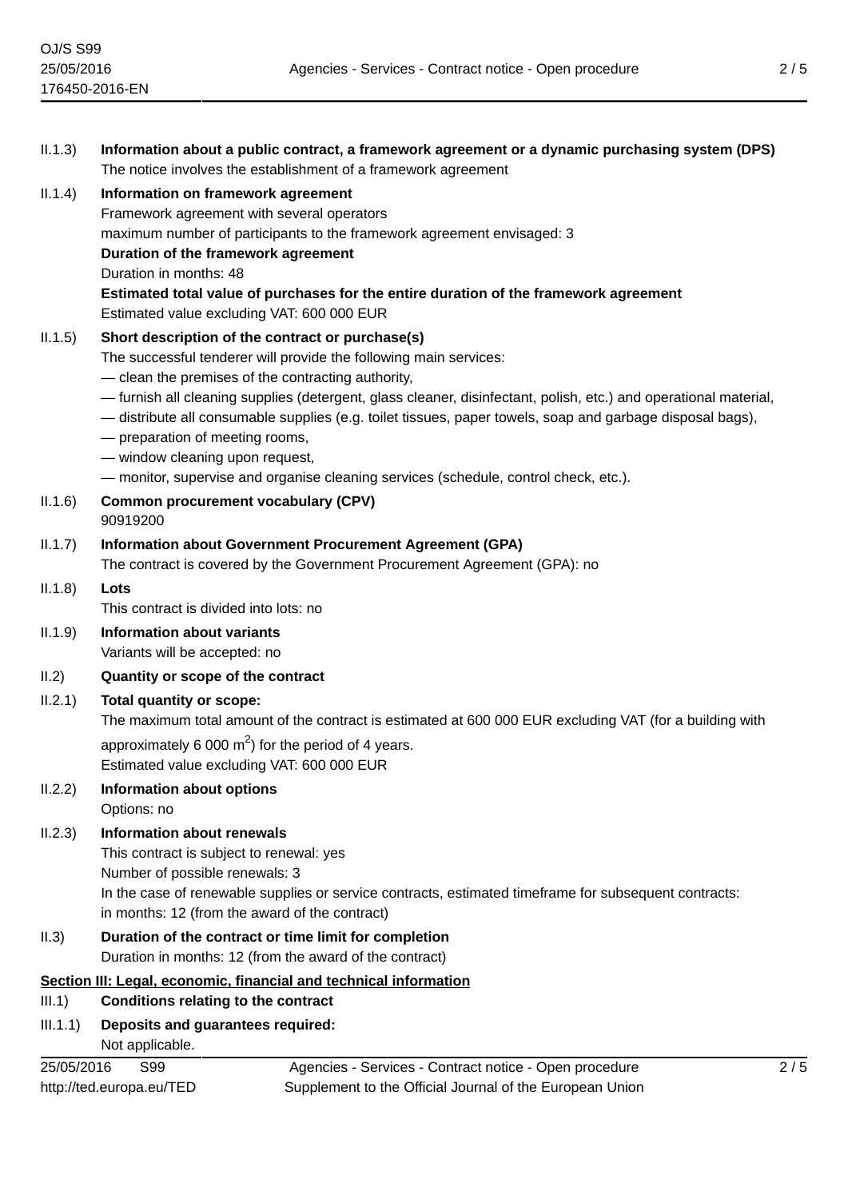II.1.3) **Information about a public contract, a framework agreement or a dynamic purchasing system (DPS)**
The notice involves the establishment of a framework agreement

II.1.4) **Information on framework agreement**
Framework agreement with several operators
maximum number of participants to the framework agreement envisaged: 3
**Duration of the framework agreement**
Duration in months: 48
**Estimated total value of purchases for the entire duration of the framework agreement**
Estimated value excluding VAT: 600 000 EUR

II.1.5) **Short description of the contract or purchase(s)**
The successful tenderer will provide the following main services:
— clean the premises of the contracting authority,
— furnish all cleaning supplies (detergent, glass cleaner, disinfectant, polish, etc.) and operational material,
— distribute all consumable supplies (e.g. toilet tissues, paper towels, soap and garbage disposal bags),
— preparation of meeting rooms,
— window cleaning upon request,
— monitor, supervise and organise cleaning services (schedule, control check, etc.).

II.1.6) **Common procurement vocabulary (CPV)**
90919200

II.1.7) **Information about Government Procurement Agreement (GPA)**
The contract is covered by the Government Procurement Agreement (GPA): no

II.1.8) **Lots**
This contract is divided into lots: no

II.1.9) **Information about variants**
Variants will be accepted: no

II.2) **Quantity or scope of the contract**

II.2.1) **Total quantity or scope:**
The maximum total amount of the contract is estimated at 600 000 EUR excluding VAT (for a building with approximately 6 000 $m^2$) for the period of 4 years.
Estimated value excluding VAT: 600 000 EUR

II.2.2) **Information about options**
Options: no

II.2.3) **Information about renewals**
This contract is subject to renewal: yes
Number of possible renewals: 3
In the case of renewable supplies or service contracts, estimated timeframe for subsequent contracts:
in months: 12 (from the award of the contract)

II.3) **Duration of the contract or time limit for completion**
Duration in months: 12 (from the award of the contract)

**Section III: Legal, economic, financial and technical information**

III.1) **Conditions relating to the contract**

III.1.1) **Deposits and guarantees required:**
Not applicable.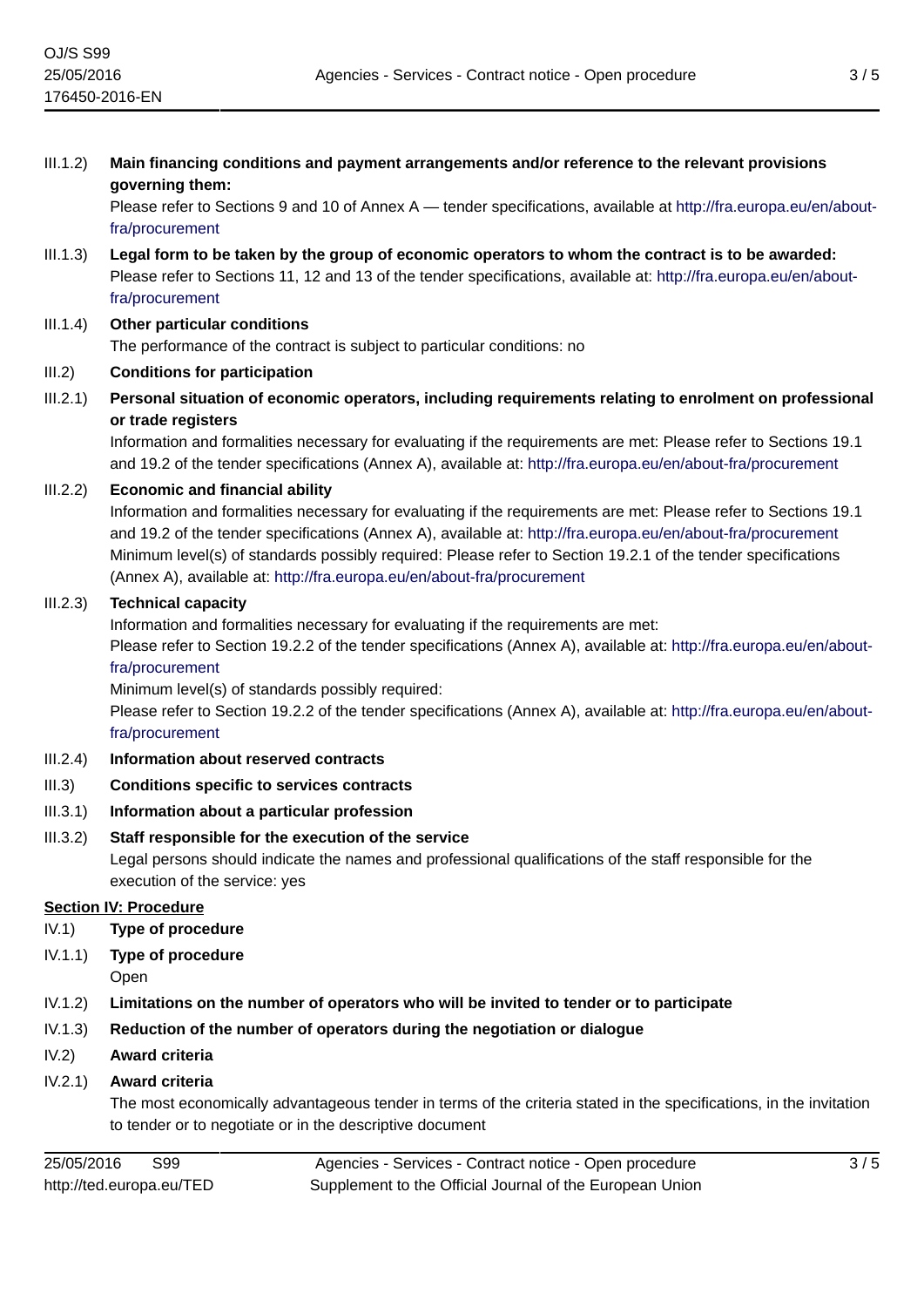III.1.2) **Main financing conditions and payment arrangements and/or reference to the relevant provisions governing them:**
Please refer to Sections 9 and 10 of Annex A — tender specifications, available at http://fra.europa.eu/en/about-fra/procurement

III.1.3) **Legal form to be taken by the group of economic operators to whom the contract is to be awarded:**
Please refer to Sections 11, 12 and 13 of the tender specifications, available at: http://fra.europa.eu/en/about-fra/procurement

III.1.4) **Other particular conditions**
The performance of the contract is subject to particular conditions: no

III.2) **Conditions for participation**

III.2.1) **Personal situation of economic operators, including requirements relating to enrolment on professional or trade registers**
Information and formalities necessary for evaluating if the requirements are met: Please refer to Sections 19.1 and 19.2 of the tender specifications (Annex A), available at: http://fra.europa.eu/en/about-fra/procurement

III.2.2) **Economic and financial ability**
Information and formalities necessary for evaluating if the requirements are met: Please refer to Sections 19.1 and 19.2 of the tender specifications (Annex A), available at: http://fra.europa.eu/en/about-fra/procurement
Minimum level(s) of standards possibly required: Please refer to Section 19.2.1 of the tender specifications (Annex A), available at: http://fra.europa.eu/en/about-fra/procurement

III.2.3) **Technical capacity**
Information and formalities necessary for evaluating if the requirements are met:
Please refer to Section 19.2.2 of the tender specifications (Annex A), available at: http://fra.europa.eu/en/about-fra/procurement
Minimum level(s) of standards possibly required:
Please refer to Section 19.2.2 of the tender specifications (Annex A), available at: http://fra.europa.eu/en/about-fra/procurement

III.2.4) **Information about reserved contracts**

III.3) **Conditions specific to services contracts**

III.3.1) **Information about a particular profession**

III.3.2) **Staff responsible for the execution of the service**
Legal persons should indicate the names and professional qualifications of the staff responsible for the execution of the service: yes

## Section IV: Procedure

IV.1) **Type of procedure**

IV.1.1) **Type of procedure**
Open

IV.1.2) **Limitations on the number of operators who will be invited to tender or to participate**

IV.1.3) **Reduction of the number of operators during the negotiation or dialogue**

IV.2) **Award criteria**

IV.2.1) **Award criteria**
The most economically advantageous tender in terms of the criteria stated in the specifications, in the invitation to tender or to negotiate or in the descriptive document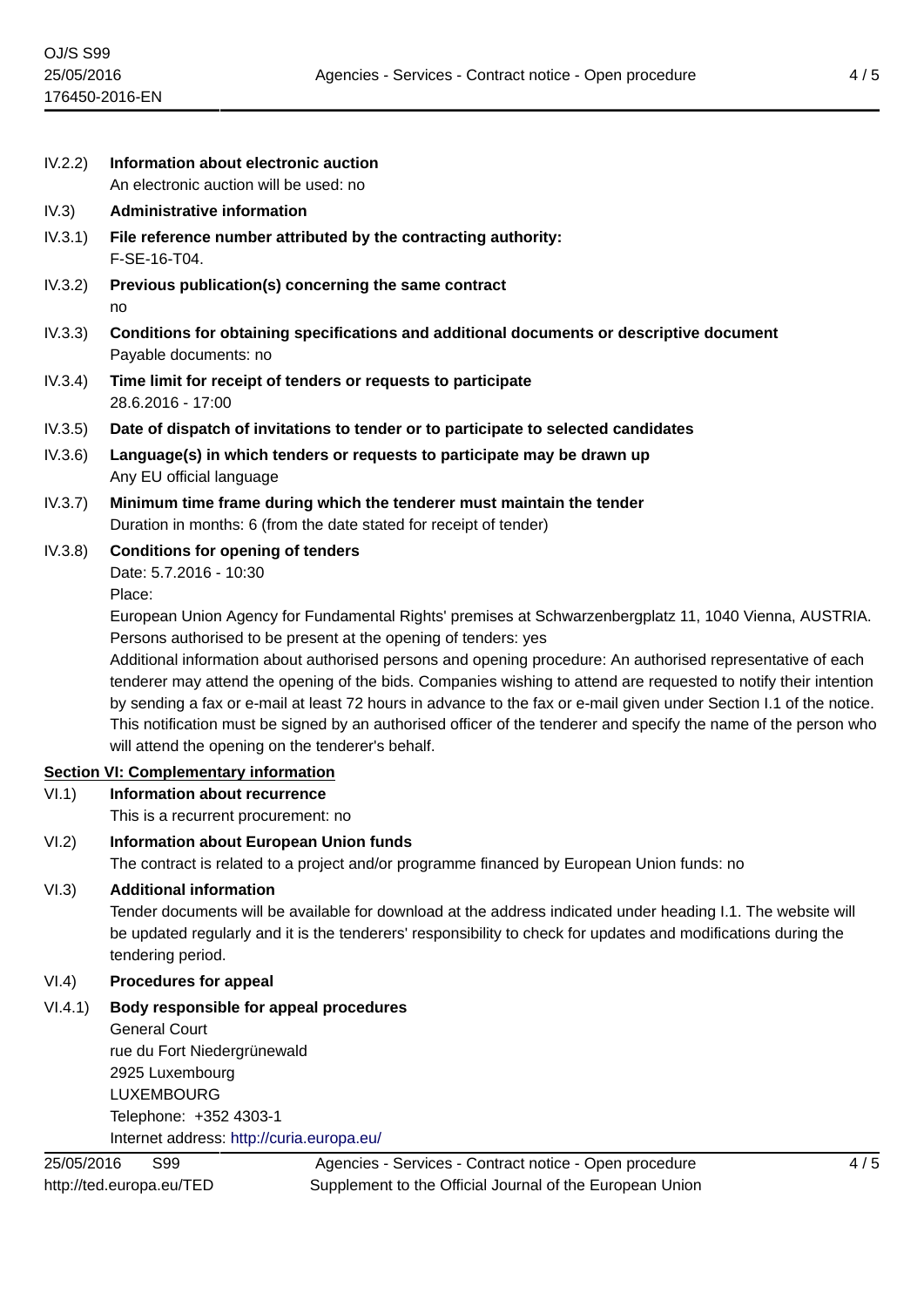IV.2.2) **Information about electronic auction**
An electronic auction will be used: no

IV.3) **Administrative information**

IV.3.1) **File reference number attributed by the contracting authority:**
F-SE-16-T04.

IV.3.2) **Previous publication(s) concerning the same contract**
no

IV.3.3) **Conditions for obtaining specifications and additional documents or descriptive document**
Payable documents: no

IV.3.4) **Time limit for receipt of tenders or requests to participate**
28.6.2016 - 17:00

IV.3.5) **Date of dispatch of invitations to tender or to participate to selected candidates**

IV.3.6) **Language(s) in which tenders or requests to participate may be drawn up**
Any EU official language

IV.3.7) **Minimum time frame during which the tenderer must maintain the tender**
Duration in months: 6 (from the date stated for receipt of tender)

IV.3.8) **Conditions for opening of tenders**
Date: 5.7.2016 - 10:30
Place:
European Union Agency for Fundamental Rights' premises at Schwarzenbergplatz 11, 1040 Vienna, AUSTRIA.
Persons authorised to be present at the opening of tenders: yes
Additional information about authorised persons and opening procedure: An authorised representative of each tenderer may attend the opening of the bids. Companies wishing to attend are requested to notify their intention by sending a fax or e-mail at least 72 hours in advance to the fax or e-mail given under Section I.1 of the notice. This notification must be signed by an authorised officer of the tenderer and specify the name of the person who will attend the opening on the tenderer's behalf.

## Section VI: Complementary information

VI.1) **Information about recurrence**
This is a recurrent procurement: no

VI.2) **Information about European Union funds**
The contract is related to a project and/or programme financed by European Union funds: no

VI.3) **Additional information**
Tender documents will be available for download at the address indicated under heading I.1. The website will be updated regularly and it is the tenderers' responsibility to check for updates and modifications during the tendering period.

VI.4) **Procedures for appeal**

VI.4.1) **Body responsible for appeal procedures**
General Court
rue du Fort Niedergrünewald
2925 Luxembourg
LUXEMBOURG
Telephone: +352 4303-1
Internet address: http://curia.europa.eu/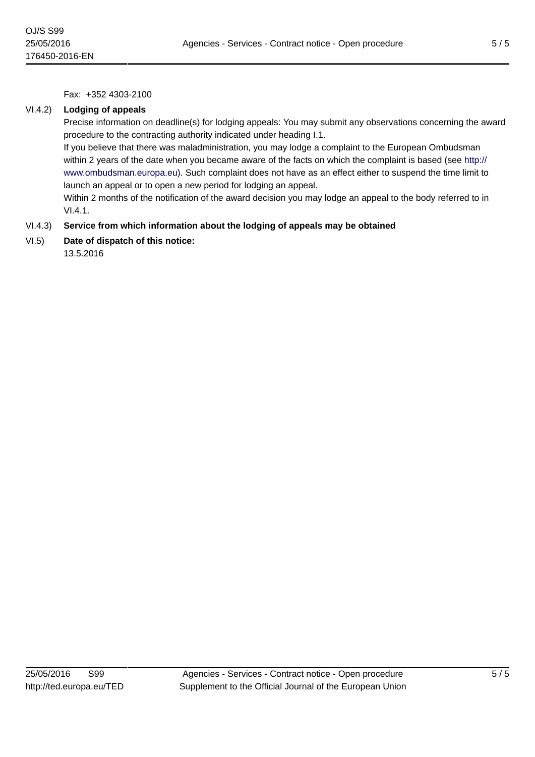Fax: +352 4303-2100

VI.4.2) **Lodging of appeals**

Precise information on deadline(s) for lodging appeals: You may submit any observations concerning the award procedure to the contracting authority indicated under heading I.1.

If you believe that there was maladministration, you may lodge a complaint to the European Ombudsman within 2 years of the date when you became aware of the facts on which the complaint is based (see http://www.ombudsman.europa.eu). Such complaint does not have as an effect either to suspend the time limit to launch an appeal or to open a new period for lodging an appeal.

Within 2 months of the notification of the award decision you may lodge an appeal to the body referred to in VI.4.1.

VI.4.3) **Service from which information about the lodging of appeals may be obtained**

VI.5) **Date of dispatch of this notice:**

13.5.2016